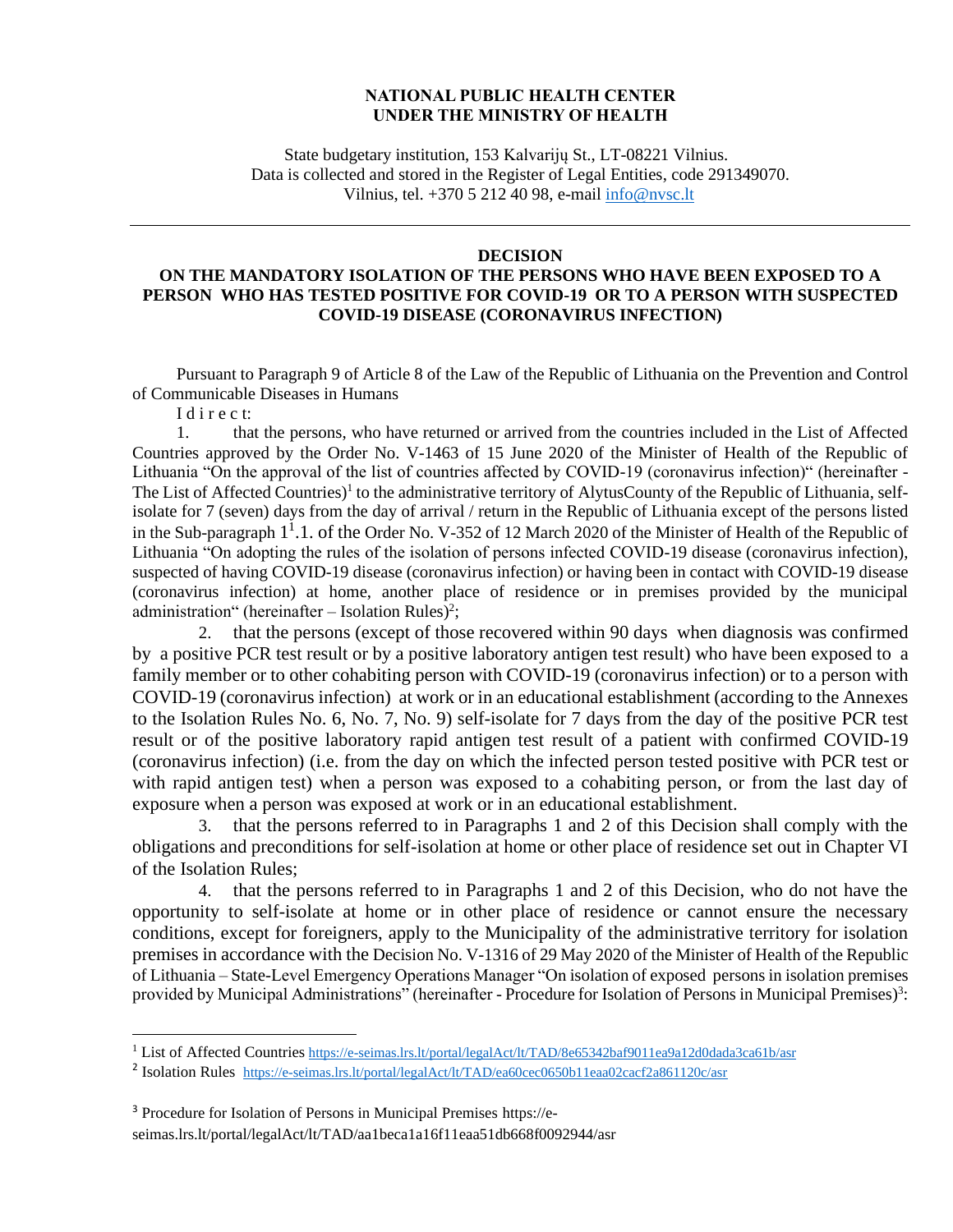**NATIONAL PUBLIC HEALTH CENTER**
**UNDER THE MINISTRY OF HEALTH**

State budgetary institution, 153 Kalvarijų St., LT-08221 Vilnius.
Data is collected and stored in the Register of Legal Entities, code 291349070.
Vilnius, tel. +370 5 212 40 98, e-mail info@nvsc.lt

---

## DECISION
## ON THE MANDATORY ISOLATION OF THE PERSONS WHO HAVE BEEN EXPOSED TO A PERSON WHO HAS TESTED POSITIVE FOR COVID-19 OR TO A PERSON WITH SUSPECTED COVID-19 DISEASE (CORONAVIRUS INFECTION)

Pursuant to Paragraph 9 of Article 8 of the Law of the Republic of Lithuania on the Prevention and Control of Communicable Diseases in Humans

I d i r e c t:

1. that the persons, who have returned or arrived from the countries included in the List of Affected Countries approved by the Order No. V-1463 of 15 June 2020 of the Minister of Health of the Republic of Lithuania "On the approval of the list of countries affected by COVID-19 (coronavirus infection)" (hereinafter - The List of Affected Countries)[1] to the administrative territory of AlytusCounty of the Republic of Lithuania, self-isolate for 7 (seven) days from the day of arrival / return in the Republic of Lithuania except of the persons listed in the Sub-paragraph 1[1].1. of the Order No. V-352 of 12 March 2020 of the Minister of Health of the Republic of Lithuania "On adopting the rules of the isolation of persons infected COVID-19 disease (coronavirus infection), suspected of having COVID-19 disease (coronavirus infection) or having been in contact with COVID-19 disease (coronavirus infection) at home, another place of residence or in premises provided by the municipal administration" (hereinafter – Isolation Rules)[2];

2. that the persons (except of those recovered within 90 days when diagnosis was confirmed by a positive PCR test result or by a positive laboratory antigen test result) who have been exposed to a family member or to other cohabiting person with COVID-19 (coronavirus infection) or to a person with COVID-19 (coronavirus infection) at work or in an educational establishment (according to the Annexes to the Isolation Rules No. 6, No. 7, No. 9) self-isolate for 7 days from the day of the positive PCR test result or of the positive laboratory rapid antigen test result of a patient with confirmed COVID-19 (coronavirus infection) (i.e. from the day on which the infected person tested positive with PCR test or with rapid antigen test) when a person was exposed to a cohabiting person, or from the last day of exposure when a person was exposed at work or in an educational establishment.

3. that the persons referred to in Paragraphs 1 and 2 of this Decision shall comply with the obligations and preconditions for self-isolation at home or other place of residence set out in Chapter VI of the Isolation Rules;

4. that the persons referred to in Paragraphs 1 and 2 of this Decision, who do not have the opportunity to self-isolate at home or in other place of residence or cannot ensure the necessary conditions, except for foreigners, apply to the Municipality of the administrative territory for isolation premises in accordance with the Decision No. V-1316 of 29 May 2020 of the Minister of Health of the Republic of Lithuania – State-Level Emergency Operations Manager "On isolation of exposed persons in isolation premises provided by Municipal Administrations" (hereinafter - Procedure for Isolation of Persons in Municipal Premises)[3]:

---

[1] List of Affected Countries https://e-seimas.lrs.lt/portal/legalAct/lt/TAD/8e65342baf9011ea9a12d0dada3ca61b/asr

[2] Isolation Rules https://e-seimas.lrs.lt/portal/legalAct/lt/TAD/ea60cec0650b11eaa02cacf2a861120c/asr

[3] Procedure for Isolation of Persons in Municipal Premises https://e-seimas.lrs.lt/portal/legalAct/lt/TAD/aa1beca1a16f11eaa51db668f0092944/asr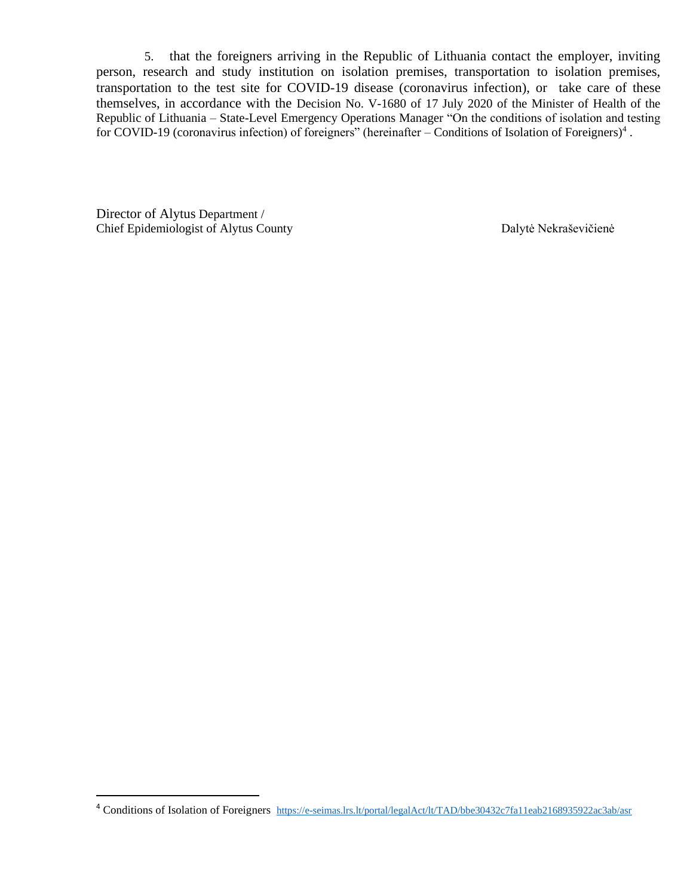5. that the foreigners arriving in the Republic of Lithuania contact the employer, inviting person, research and study institution on isolation premises, transportation to isolation premises, transportation to the test site for COVID-19 disease (coronavirus infection), or take care of these themselves, in accordance with the Decision No. V-1680 of 17 July 2020 of the Minister of Health of the Republic of Lithuania – State-Level Emergency Operations Manager "On the conditions of isolation and testing for COVID-19 (coronavirus infection) of foreigners" (hereinafter – Conditions of Isolation of Foreigners)[4] .

Director of Alytus Department /
Chief Epidemiologist of Alytus County Dalytė Nekraševičienė

[4] Conditions of Isolation of Foreigners https://e-seimas.lrs.lt/portal/legalAct/lt/TAD/bbe30432c7fa11eab2168935922ac3ab/asr